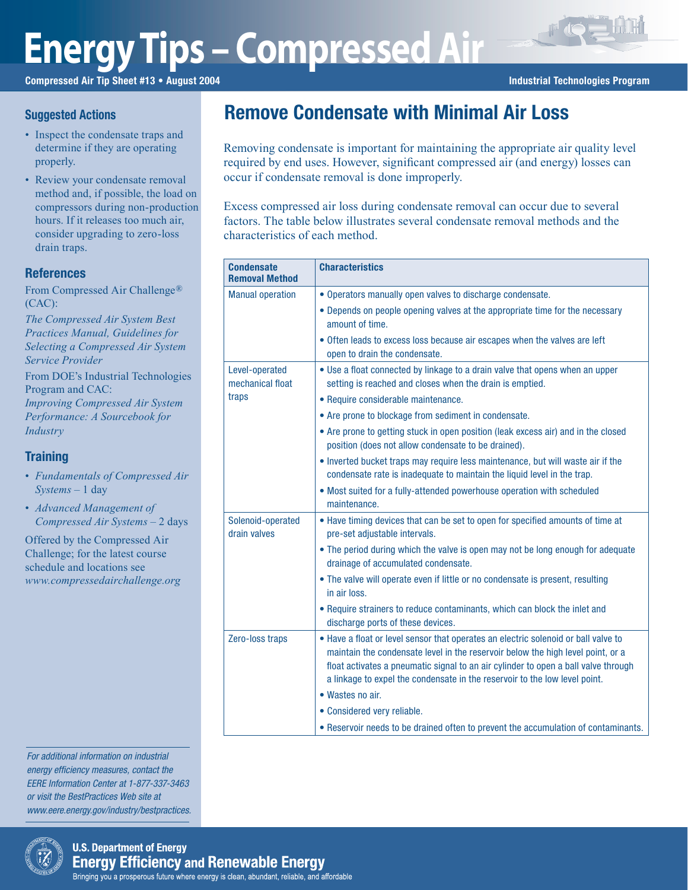# Energy Tips – Compressed Air

**Compressed Air Tip Sheet #13 • August 2004**

**Industrial Technologies Program**

## Suggested Actions

- Inspect the condensate traps and determine if they are operating properly.
- Review your condensate removal method and, if possible, the load on compressors during non-production hours. If it releases too much air, consider upgrading to zero-loss drain traps.

## References

From Compressed Air Challenge® (CAC):

*The Compressed Air System Best Practices Manual, Guidelines for Selecting a Compressed Air System Service Provider*

From DOE's Industrial Technologies Program and CAC:

*Improving Compressed Air System Performance: A Sourcebook for Industry*

## Training

- *Fundamentals of Compressed Air Systems* – 1 day
- *Advanced Management of Compressed Air Systems* – 2 days

Offered by the Compressed Air Challenge; for the latest course schedule and locations see *www.compressedairchallenge.org*

*For additional information on industrial energy efficiency measures, contact the EERE Information Center at 1-877-337-3463 or visit the BestPractices Web site at www.eere.energy.gov/industry/bestpractices.*

## Remove Condensate with Minimal Air Loss

Removing condensate is important for maintaining the appropriate air quality level required by end uses. However, significant compressed air (and energy) losses can occur if condensate removal is done improperly.

Excess compressed air loss during condensate removal can occur due to several factors. The table below illustrates several condensate removal methods and the characteristics of each method.

| Condensate Removal Method | Characteristics |
|---|---|
| Manual operation | • Operators manually open valves to discharge condensate.<br>• Depends on people opening valves at the appropriate time for the necessary amount of time.<br>• Often leads to excess loss because air escapes when the valves are left open to drain the condensate. |
| Level-operated mechanical float traps | • Use a float connected by linkage to a drain valve that opens when an upper setting is reached and closes when the drain is emptied.<br>• Require considerable maintenance.<br>• Are prone to blockage from sediment in condensate.<br>• Are prone to getting stuck in open position (leak excess air) and in the closed position (does not allow condensate to be drained).<br>• Inverted bucket traps may require less maintenance, but will waste air if the condensate rate is inadequate to maintain the liquid level in the trap.<br>• Most suited for a fully-attended powerhouse operation with scheduled maintenance. |
| Solenoid-operated drain valves | • Have timing devices that can be set to open for specified amounts of time at pre-set adjustable intervals.<br>• The period during which the valve is open may not be long enough for adequate drainage of accumulated condensate.<br>• The valve will operate even if little or no condensate is present, resulting in air loss.<br>• Require strainers to reduce contaminants, which can block the inlet and discharge ports of these devices. |
| Zero-loss traps | • Have a float or level sensor that operates an electric solenoid or ball valve to maintain the condensate level in the reservoir below the high level point, or a float activates a pneumatic signal to an air cylinder to open a ball valve through a linkage to expel the condensate in the reservoir to the low level point.<br>• Wastes no air.<br>• Considered very reliable.<br>• Reservoir needs to be drained often to prevent the accumulation of contaminants. |

**U.S. Department of Energy**
**Energy Efficiency and Renewable Energy**
Bringing you a prosperous future where energy is clean, abundant, reliable, and affordable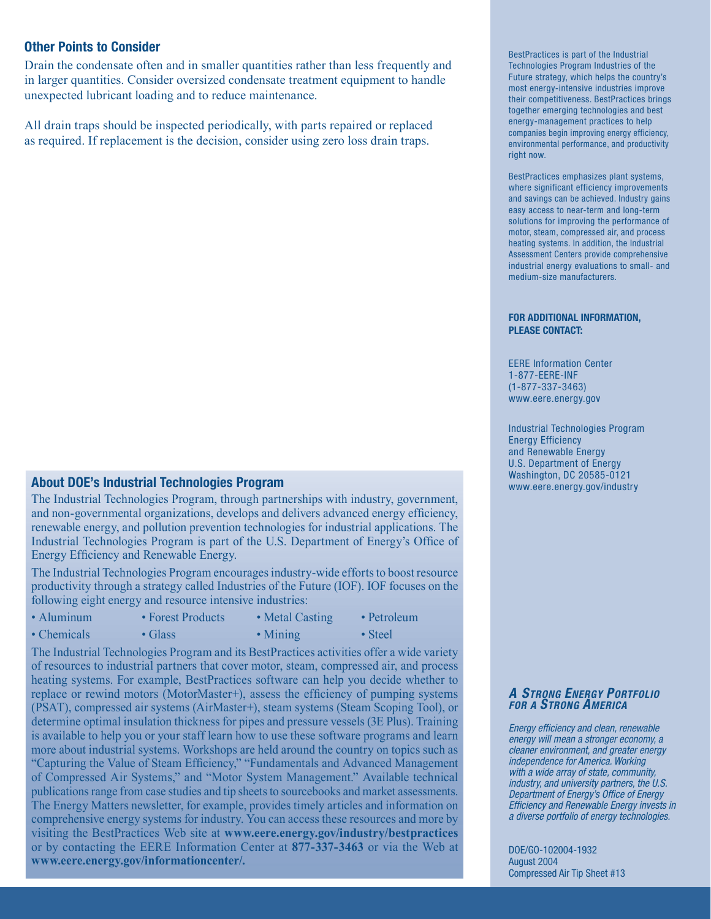## Other Points to Consider

Drain the condensate often and in smaller quantities rather than less frequently and in larger quantities. Consider oversized condensate treatment equipment to handle unexpected lubricant loading and to reduce maintenance.

All drain traps should be inspected periodically, with parts repaired or replaced as required. If replacement is the decision, consider using zero loss drain traps.

## About DOE's Industrial Technologies Program

The Industrial Technologies Program, through partnerships with industry, government, and non-governmental organizations, develops and delivers advanced energy efficiency, renewable energy, and pollution prevention technologies for industrial applications. The Industrial Technologies Program is part of the U.S. Department of Energy's Office of Energy Efficiency and Renewable Energy.

The Industrial Technologies Program encourages industry-wide efforts to boost resource productivity through a strategy called Industries of the Future (IOF). IOF focuses on the following eight energy and resource intensive industries:

- Aluminum
- Forest Products
- Metal Casting
- Petroleum
- Chemicals
- Glass
- Mining
- Steel

The Industrial Technologies Program and its BestPractices activities offer a wide variety of resources to industrial partners that cover motor, steam, compressed air, and process heating systems. For example, BestPractices software can help you decide whether to replace or rewind motors (MotorMaster+), assess the efficiency of pumping systems (PSAT), compressed air systems (AirMaster+), steam systems (Steam Scoping Tool), or determine optimal insulation thickness for pipes and pressure vessels (3E Plus). Training is available to help you or your staff learn how to use these software programs and learn more about industrial systems. Workshops are held around the country on topics such as "Capturing the Value of Steam Efficiency," "Fundamentals and Advanced Management of Compressed Air Systems," and "Motor System Management." Available technical publications range from case studies and tip sheets to sourcebooks and market assessments. The Energy Matters newsletter, for example, provides timely articles and information on comprehensive energy systems for industry. You can access these resources and more by visiting the BestPractices Web site at **www.eere.energy.gov/industry/bestpractices** or by contacting the EERE Information Center at **877-337-3463** or via the Web at **www.eere.energy.gov/informationcenter/.**

BestPractices is part of the Industrial Technologies Program Industries of the Future strategy, which helps the country's most energy-intensive industries improve their competitiveness. BestPractices brings together emerging technologies and best energy-management practices to help companies begin improving energy efficiency, environmental performance, and productivity right now.

BestPractices emphasizes plant systems, where significant efficiency improvements and savings can be achieved. Industry gains easy access to near-term and long-term solutions for improving the performance of motor, steam, compressed air, and process heating systems. In addition, the Industrial Assessment Centers provide comprehensive industrial energy evaluations to small- and medium-size manufacturers.

**FOR ADDITIONAL INFORMATION, PLEASE CONTACT:**

EERE Information Center
1-877-EERE-INF
(1-877-337-3463)
www.eere.energy.gov

Industrial Technologies Program
Energy Efficiency
and Renewable Energy
U.S. Department of Energy
Washington, DC 20585-0121
www.eere.energy.gov/industry

***A Strong Energy Portfolio for a Strong America***

*Energy efficiency and clean, renewable energy will mean a stronger economy, a cleaner environment, and greater energy independence for America. Working with a wide array of state, community, industry, and university partners, the U.S. Department of Energy's Office of Energy Efficiency and Renewable Energy invests in a diverse portfolio of energy technologies.*

DOE/GO-102004-1932
August 2004
Compressed Air Tip Sheet #13